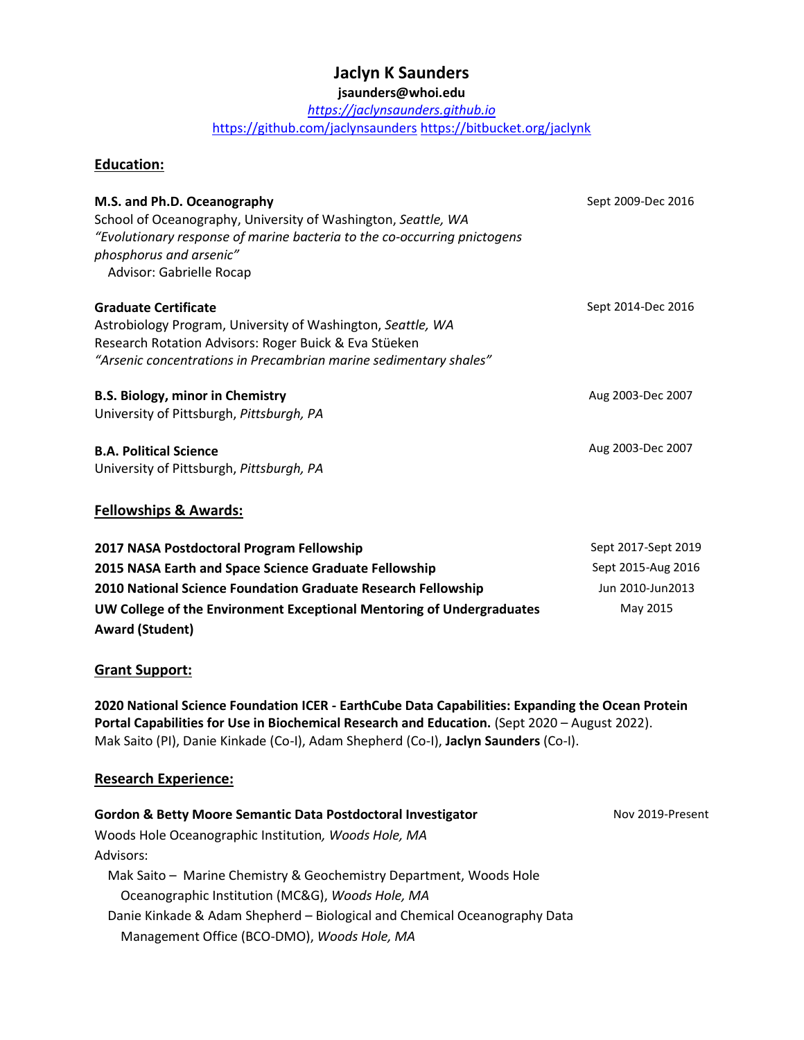# Jaclyn K Saunders

**jsaunders@whoi.edu**

*https://jaclynsaunders.github.io*

https://github.com/jaclynsaunders https://bitbucket.org/jaclynk

## Education:

**M.S. and Ph.D. Oceanography** — Sept 2009-Dec 2016
School of Oceanography, University of Washington, *Seattle, WA*
*"Evolutionary response of marine bacteria to the co-occurring pnictogens phosphorus and arsenic"*
Advisor: Gabrielle Rocap

**Graduate Certificate** — Sept 2014-Dec 2016
Astrobiology Program, University of Washington, *Seattle, WA*
Research Rotation Advisors: Roger Buick & Eva Stüeken
*"Arsenic concentrations in Precambrian marine sedimentary shales"*

**B.S. Biology, minor in Chemistry** — Aug 2003-Dec 2007
University of Pittsburgh, *Pittsburgh, PA*

**B.A. Political Science** — Aug 2003-Dec 2007
University of Pittsburgh, *Pittsburgh, PA*

## Fellowships & Awards:

**2017 NASA Postdoctoral Program Fellowship** — Sept 2017-Sept 2019
**2015 NASA Earth and Space Science Graduate Fellowship** — Sept 2015-Aug 2016
**2010 National Science Foundation Graduate Research Fellowship** — Jun 2010-Jun2013
**UW College of the Environment Exceptional Mentoring of Undergraduates Award (Student)** — May 2015

## Grant Support:

**2020 National Science Foundation ICER - EarthCube Data Capabilities: Expanding the Ocean Protein Portal Capabilities for Use in Biochemical Research and Education.** (Sept 2020 – August 2022). Mak Saito (PI), Danie Kinkade (Co-I), Adam Shepherd (Co-I), **Jaclyn Saunders** (Co-I).

## Research Experience:

**Gordon & Betty Moore Semantic Data Postdoctoral Investigator** — Nov 2019-Present
Woods Hole Oceanographic Institution*, Woods Hole, MA*
Advisors:
Mak Saito – Marine Chemistry & Geochemistry Department, Woods Hole Oceanographic Institution (MC&G), *Woods Hole, MA*
Danie Kinkade & Adam Shepherd – Biological and Chemical Oceanography Data Management Office (BCO-DMO), *Woods Hole, MA*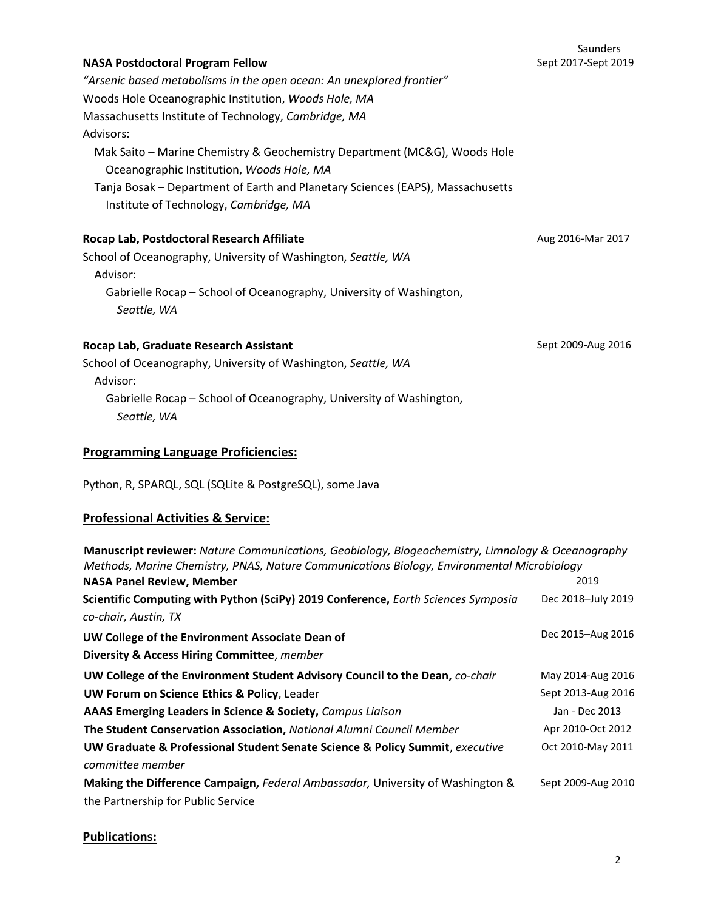**NASA Postdoctoral Program Fellow** — Sept 2017-Sept 2019

*"Arsenic based metabolisms in the open ocean: An unexplored frontier"*
Woods Hole Oceanographic Institution, *Woods Hole, MA*
Massachusetts Institute of Technology, *Cambridge, MA*
Advisors:
Mak Saito – Marine Chemistry & Geochemistry Department (MC&G), Woods Hole Oceanographic Institution, *Woods Hole, MA*
Tanja Bosak – Department of Earth and Planetary Sciences (EAPS), Massachusetts Institute of Technology, *Cambridge, MA*

**Rocap Lab, Postdoctoral Research Affiliate** — Aug 2016-Mar 2017

School of Oceanography, University of Washington, *Seattle, WA*
Advisor:
Gabrielle Rocap – School of Oceanography, University of Washington, *Seattle, WA*

**Rocap Lab, Graduate Research Assistant** — Sept 2009-Aug 2016

School of Oceanography, University of Washington, *Seattle, WA*
Advisor:
Gabrielle Rocap – School of Oceanography, University of Washington, *Seattle, WA*

## Programming Language Proficiencies:

Python, R, SPARQL, SQL (SQLite & PostgreSQL), some Java

## Professional Activities & Service:

**Manuscript reviewer:** *Nature Communications, Geobiology, Biogeochemistry, Limnology & Oceanography Methods, Marine Chemistry, PNAS, Nature Communications Biology, Environmental Microbiology*

**NASA Panel Review, Member** — 2019

**Scientific Computing with Python (SciPy) 2019 Conference,** *Earth Sciences Symposia co-chair, Austin, TX* — Dec 2018–July 2019

**UW College of the Environment Associate Dean of Diversity & Access Hiring Committee**, *member* — Dec 2015–Aug 2016

**UW College of the Environment Student Advisory Council to the Dean,** *co-chair* — May 2014-Aug 2016

**UW Forum on Science Ethics & Policy**, Leader — Sept 2013-Aug 2016

**AAAS Emerging Leaders in Science & Society,** *Campus Liaison* — Jan - Dec 2013

**The Student Conservation Association,** *National Alumni Council Member* — Apr 2010-Oct 2012

**UW Graduate & Professional Student Senate Science & Policy Summit**, *executive committee member* — Oct 2010-May 2011

**Making the Difference Campaign,** *Federal Ambassador,* University of Washington & the Partnership for Public Service — Sept 2009-Aug 2010

## Publications: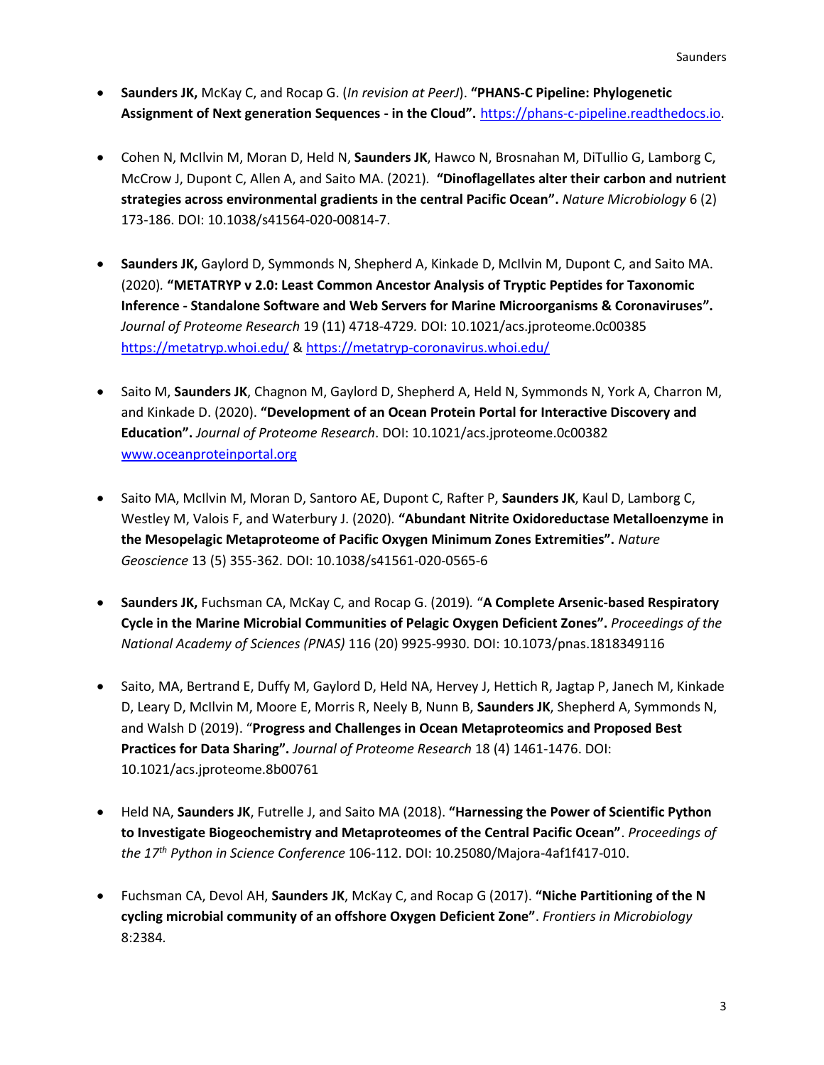- **Saunders JK,** McKay C, and Rocap G. (*In revision at PeerJ*). **"PHANS-C Pipeline: Phylogenetic Assignment of Next generation Sequences - in the Cloud".** https://phans-c-pipeline.readthedocs.io.

- Cohen N, McIlvin M, Moran D, Held N, **Saunders JK**, Hawco N, Brosnahan M, DiTullio G, Lamborg C, McCrow J, Dupont C, Allen A, and Saito MA. (2021). **"Dinoflagellates alter their carbon and nutrient strategies across environmental gradients in the central Pacific Ocean".** *Nature Microbiology* 6 (2) 173-186. DOI: 10.1038/s41564-020-00814-7.

- **Saunders JK,** Gaylord D, Symmonds N, Shepherd A, Kinkade D, McIlvin M, Dupont C, and Saito MA. (2020). **"METATRYP v 2.0: Least Common Ancestor Analysis of Tryptic Peptides for Taxonomic Inference - Standalone Software and Web Servers for Marine Microorganisms & Coronaviruses".** *Journal of Proteome Research* 19 (11) 4718-4729. DOI: 10.1021/acs.jproteome.0c00385 https://metatryp.whoi.edu/ & https://metatryp-coronavirus.whoi.edu/

- Saito M, **Saunders JK**, Chagnon M, Gaylord D, Shepherd A, Held N, Symmonds N, York A, Charron M, and Kinkade D. (2020). **"Development of an Ocean Protein Portal for Interactive Discovery and Education".** *Journal of Proteome Research*. DOI: 10.1021/acs.jproteome.0c00382 www.oceanproteinportal.org

- Saito MA, McIlvin M, Moran D, Santoro AE, Dupont C, Rafter P, **Saunders JK**, Kaul D, Lamborg C, Westley M, Valois F, and Waterbury J. (2020). **"Abundant Nitrite Oxidoreductase Metalloenzyme in the Mesopelagic Metaproteome of Pacific Oxygen Minimum Zones Extremities".** *Nature Geoscience* 13 (5) 355-362. DOI: 10.1038/s41561-020-0565-6

- **Saunders JK,** Fuchsman CA, McKay C, and Rocap G. (2019). "**A Complete Arsenic-based Respiratory Cycle in the Marine Microbial Communities of Pelagic Oxygen Deficient Zones".** *Proceedings of the National Academy of Sciences (PNAS)* 116 (20) 9925-9930. DOI: 10.1073/pnas.1818349116

- Saito, MA, Bertrand E, Duffy M, Gaylord D, Held NA, Hervey J, Hettich R, Jagtap P, Janech M, Kinkade D, Leary D, McIlvin M, Moore E, Morris R, Neely B, Nunn B, **Saunders JK**, Shepherd A, Symmonds N, and Walsh D (2019). "**Progress and Challenges in Ocean Metaproteomics and Proposed Best Practices for Data Sharing".** *Journal of Proteome Research* 18 (4) 1461-1476. DOI: 10.1021/acs.jproteome.8b00761

- Held NA, **Saunders JK**, Futrelle J, and Saito MA (2018). **"Harnessing the Power of Scientific Python to Investigate Biogeochemistry and Metaproteomes of the Central Pacific Ocean"**. *Proceedings of the 17th Python in Science Conference* 106-112. DOI: 10.25080/Majora-4af1f417-010.

- Fuchsman CA, Devol AH, **Saunders JK**, McKay C, and Rocap G (2017). **"Niche Partitioning of the N cycling microbial community of an offshore Oxygen Deficient Zone"**. *Frontiers in Microbiology* 8:2384.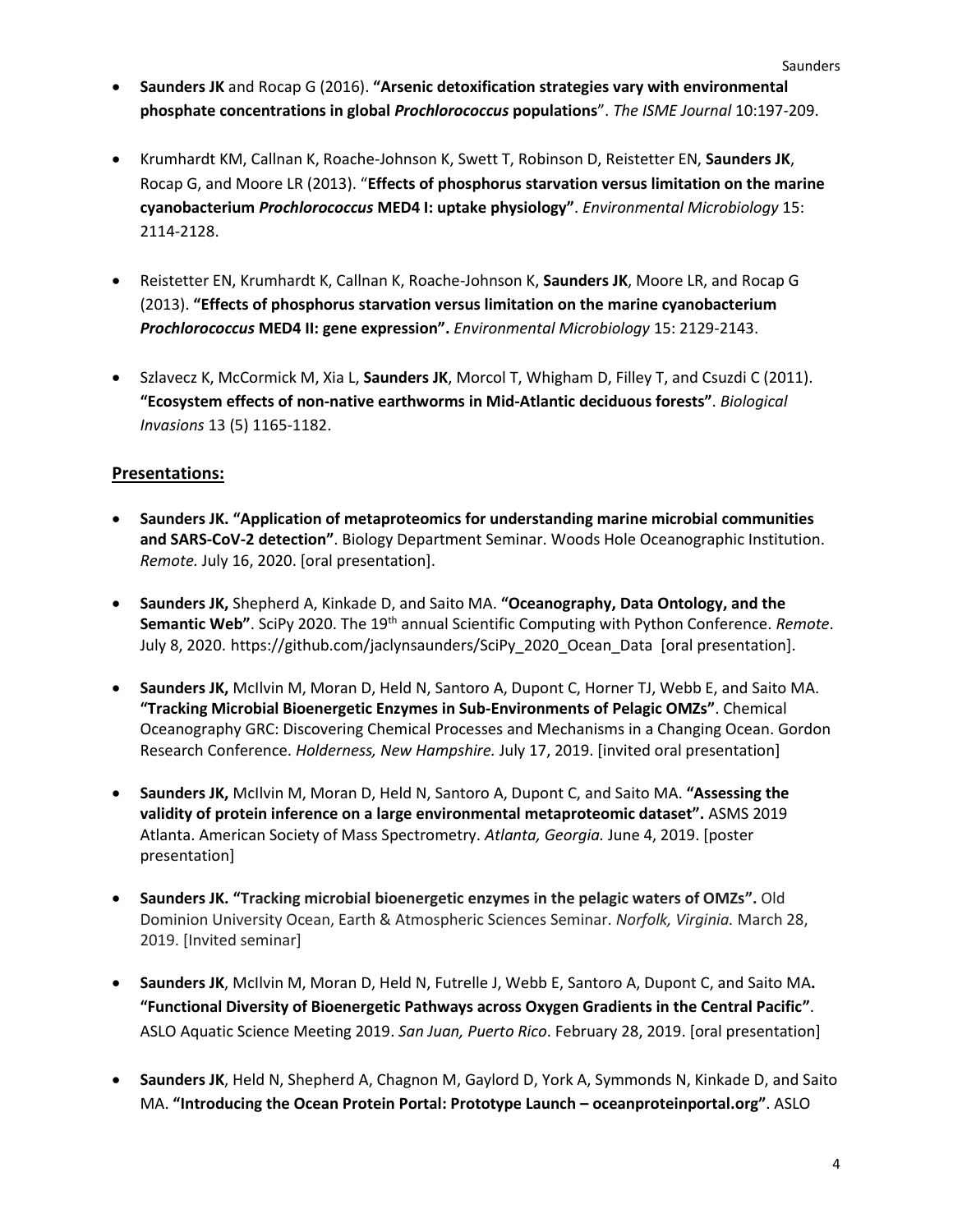- **Saunders JK** and Rocap G (2016). **"Arsenic detoxification strategies vary with environmental phosphate concentrations in global *Prochlorococcus* populations**". *The ISME Journal* 10:197-209.

- Krumhardt KM, Callnan K, Roache-Johnson K, Swett T, Robinson D, Reistetter EN, **Saunders JK**, Rocap G, and Moore LR (2013). "**Effects of phosphorus starvation versus limitation on the marine cyanobacterium *Prochlorococcus* MED4 I: uptake physiology"**. *Environmental Microbiology* 15: 2114-2128.

- Reistetter EN, Krumhardt K, Callnan K, Roache-Johnson K, **Saunders JK**, Moore LR, and Rocap G (2013). **"Effects of phosphorus starvation versus limitation on the marine cyanobacterium *Prochlorococcus* MED4 II: gene expression".** *Environmental Microbiology* 15: 2129-2143.

- Szlavecz K, McCormick M, Xia L, **Saunders JK**, Morcol T, Whigham D, Filley T, and Csuzdi C (2011). **"Ecosystem effects of non-native earthworms in Mid-Atlantic deciduous forests"**. *Biological Invasions* 13 (5) 1165-1182.

## Presentations:

- **Saunders JK. "Application of metaproteomics for understanding marine microbial communities and SARS-CoV-2 detection"**. Biology Department Seminar. Woods Hole Oceanographic Institution. *Remote.* July 16, 2020. [oral presentation].

- **Saunders JK,** Shepherd A, Kinkade D, and Saito MA. **"Oceanography, Data Ontology, and the Semantic Web"**. SciPy 2020. The 19th annual Scientific Computing with Python Conference. *Remote*. July 8, 2020. https://github.com/jaclynsaunders/SciPy_2020_Ocean_Data [oral presentation].

- **Saunders JK,** McIlvin M, Moran D, Held N, Santoro A, Dupont C, Horner TJ, Webb E, and Saito MA. **"Tracking Microbial Bioenergetic Enzymes in Sub-Environments of Pelagic OMZs"**. Chemical Oceanography GRC: Discovering Chemical Processes and Mechanisms in a Changing Ocean. Gordon Research Conference. *Holderness, New Hampshire.* July 17, 2019. [invited oral presentation]

- **Saunders JK,** McIlvin M, Moran D, Held N, Santoro A, Dupont C, and Saito MA. **"Assessing the validity of protein inference on a large environmental metaproteomic dataset".** ASMS 2019 Atlanta. American Society of Mass Spectrometry. *Atlanta, Georgia.* June 4, 2019. [poster presentation]

- **Saunders JK. "Tracking microbial bioenergetic enzymes in the pelagic waters of OMZs".** Old Dominion University Ocean, Earth & Atmospheric Sciences Seminar. *Norfolk, Virginia.* March 28, 2019. [Invited seminar]

- **Saunders JK**, McIlvin M, Moran D, Held N, Futrelle J, Webb E, Santoro A, Dupont C, and Saito MA**. "Functional Diversity of Bioenergetic Pathways across Oxygen Gradients in the Central Pacific"**. ASLO Aquatic Science Meeting 2019. *San Juan, Puerto Rico*. February 28, 2019. [oral presentation]

- **Saunders JK**, Held N, Shepherd A, Chagnon M, Gaylord D, York A, Symmonds N, Kinkade D, and Saito MA. **"Introducing the Ocean Protein Portal: Prototype Launch – oceanproteinportal.org"**. ASLO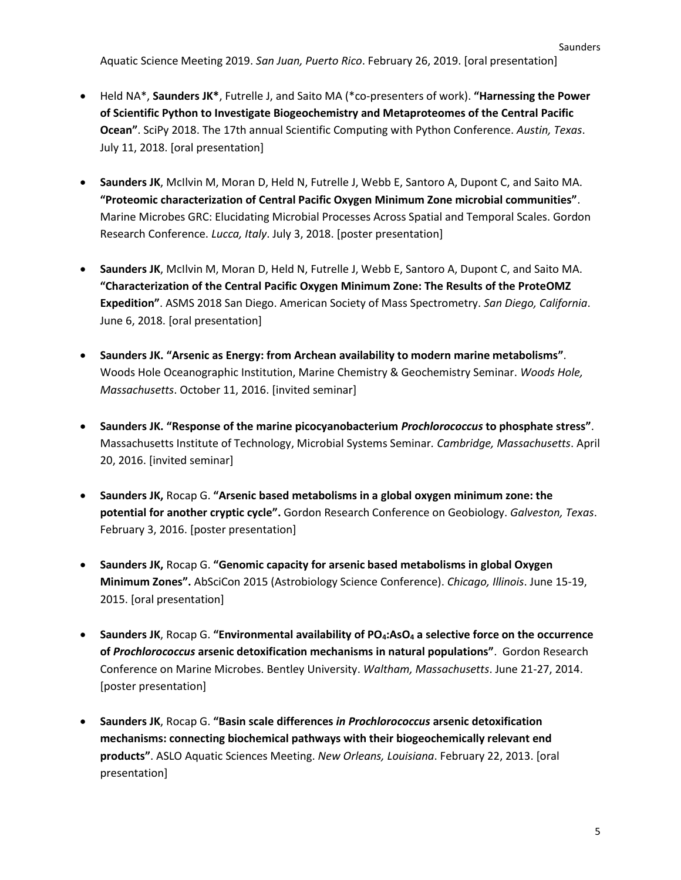Aquatic Science Meeting 2019. *San Juan, Puerto Rico*. February 26, 2019. [oral presentation]

- Held NA*, **Saunders JK***, Futrelle J, and Saito MA (*co-presenters of work). **"Harnessing the Power of Scientific Python to Investigate Biogeochemistry and Metaproteomes of the Central Pacific Ocean"**. SciPy 2018. The 17th annual Scientific Computing with Python Conference. *Austin, Texas*. July 11, 2018. [oral presentation]

- **Saunders JK**, McIlvin M, Moran D, Held N, Futrelle J, Webb E, Santoro A, Dupont C, and Saito MA. **"Proteomic characterization of Central Pacific Oxygen Minimum Zone microbial communities"**. Marine Microbes GRC: Elucidating Microbial Processes Across Spatial and Temporal Scales. Gordon Research Conference. *Lucca, Italy*. July 3, 2018. [poster presentation]

- **Saunders JK**, McIlvin M, Moran D, Held N, Futrelle J, Webb E, Santoro A, Dupont C, and Saito MA. **"Characterization of the Central Pacific Oxygen Minimum Zone: The Results of the ProteOMZ Expedition"**. ASMS 2018 San Diego. American Society of Mass Spectrometry. *San Diego, California*. June 6, 2018. [oral presentation]

- **Saunders JK. "Arsenic as Energy: from Archean availability to modern marine metabolisms"**. Woods Hole Oceanographic Institution, Marine Chemistry & Geochemistry Seminar. *Woods Hole, Massachusetts*. October 11, 2016. [invited seminar]

- **Saunders JK. "Response of the marine picocyanobacterium *Prochlorococcus* to phosphate stress"**. Massachusetts Institute of Technology, Microbial Systems Seminar. *Cambridge, Massachusetts*. April 20, 2016. [invited seminar]

- **Saunders JK,** Rocap G. **"Arsenic based metabolisms in a global oxygen minimum zone: the potential for another cryptic cycle".** Gordon Research Conference on Geobiology. *Galveston, Texas*. February 3, 2016. [poster presentation]

- **Saunders JK,** Rocap G. **"Genomic capacity for arsenic based metabolisms in global Oxygen Minimum Zones".** AbSciCon 2015 (Astrobiology Science Conference). *Chicago, Illinois*. June 15-19, 2015. [oral presentation]

- **Saunders JK**, Rocap G. **"Environmental availability of $PO_4$:$AsO_4$ a selective force on the occurrence of *Prochlorococcus* arsenic detoxification mechanisms in natural populations"**. Gordon Research Conference on Marine Microbes. Bentley University. *Waltham, Massachusetts*. June 21-27, 2014. [poster presentation]

- **Saunders JK**, Rocap G. **"Basin scale differences *in Prochlorococcus* arsenic detoxification mechanisms: connecting biochemical pathways with their biogeochemically relevant end products"**. ASLO Aquatic Sciences Meeting. *New Orleans, Louisiana*. February 22, 2013. [oral presentation]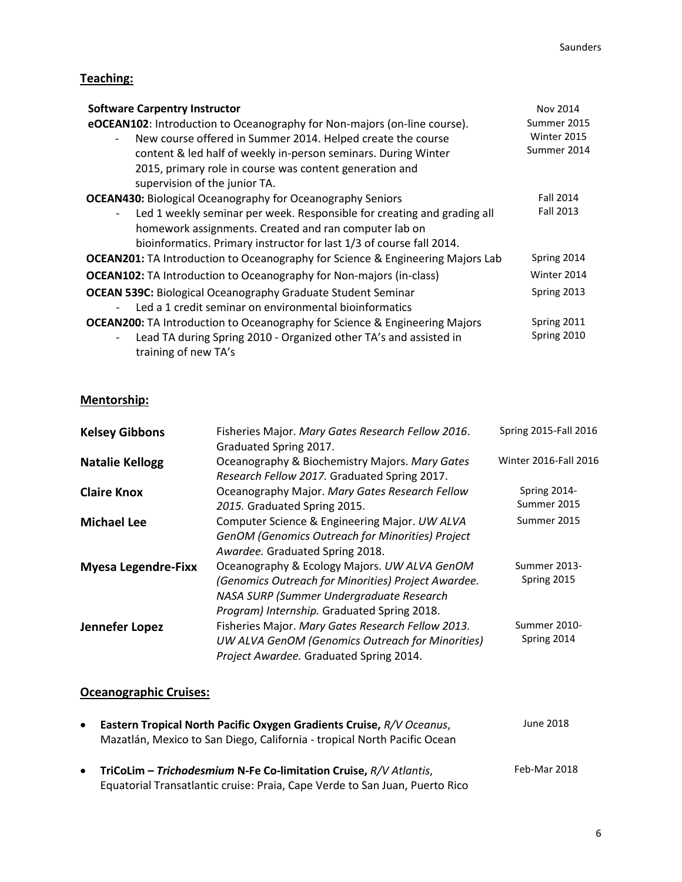## Teaching:

**Software Carpentry Instructor** — Nov 2014

**eOCEAN102**: Introduction to Oceanography for Non-majors (on-line course). — Summer 2015, Winter 2015, Summer 2014

- New course offered in Summer 2014. Helped create the course content & led half of weekly in-person seminars. During Winter 2015, primary role in course was content generation and supervision of the junior TA.

**OCEAN430:** Biological Oceanography for Oceanography Seniors — Fall 2014, Fall 2013

- Led 1 weekly seminar per week. Responsible for creating and grading all homework assignments. Created and ran computer lab on bioinformatics. Primary instructor for last 1/3 of course fall 2014.

**OCEAN201:** TA Introduction to Oceanography for Science & Engineering Majors Lab — Spring 2014

**OCEAN102:** TA Introduction to Oceanography for Non-majors (in-class) — Winter 2014

**OCEAN 539C:** Biological Oceanography Graduate Student Seminar — Spring 2013

- Led a 1 credit seminar on environmental bioinformatics

**OCEAN200:** TA Introduction to Oceanography for Science & Engineering Majors — Spring 2011, Spring 2010

- Lead TA during Spring 2010 - Organized other TA's and assisted in training of new TA's

## Mentorship:

| | | |
|---|---|---|
| **Kelsey Gibbons** | Fisheries Major. *Mary Gates Research Fellow 2016*. Graduated Spring 2017. | Spring 2015-Fall 2016 |
| **Natalie Kellogg** | Oceanography & Biochemistry Majors. *Mary Gates Research Fellow 2017.* Graduated Spring 2017. | Winter 2016-Fall 2016 |
| **Claire Knox** | Oceanography Major. *Mary Gates Research Fellow 2015.* Graduated Spring 2015. | Spring 2014-Summer 2015 |
| **Michael Lee** | Computer Science & Engineering Major. *UW ALVA GenOM (Genomics Outreach for Minorities) Project Awardee.* Graduated Spring 2018. | Summer 2015 |
| **Myesa Legendre-Fixx** | Oceanography & Ecology Majors. *UW ALVA GenOM (Genomics Outreach for Minorities) Project Awardee. NASA SURP (Summer Undergraduate Research Program) Internship.* Graduated Spring 2018. | Summer 2013-Spring 2015 |
| **Jennefer Lopez** | Fisheries Major. *Mary Gates Research Fellow 2013. UW ALVA GenOM (Genomics Outreach for Minorities) Project Awardee.* Graduated Spring 2014. | Summer 2010-Spring 2014 |

## Oceanographic Cruises:

- **Eastern Tropical North Pacific Oxygen Gradients Cruise,** *R/V Oceanus*, Mazatlán, Mexico to San Diego, California - tropical North Pacific Ocean — June 2018
- **TriCoLim – *Trichodesmium* N-Fe Co-limitation Cruise,** *R/V Atlantis*, Equatorial Transatlantic cruise: Praia, Cape Verde to San Juan, Puerto Rico — Feb-Mar 2018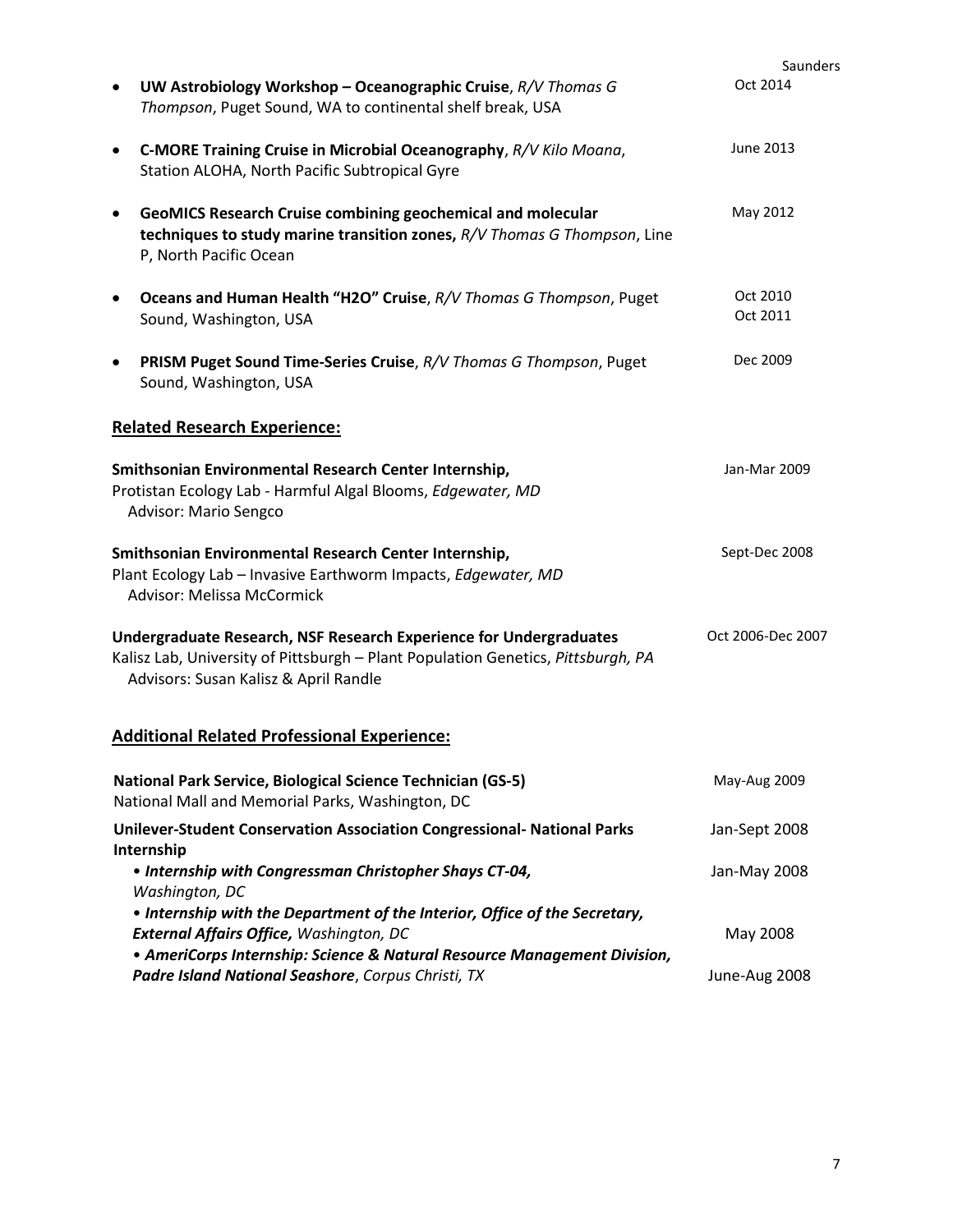- **UW Astrobiology Workshop – Oceanographic Cruise**, *R/V Thomas G Thompson*, Puget Sound, WA to continental shelf break, USA — Oct 2014

- **C-MORE Training Cruise in Microbial Oceanography**, *R/V Kilo Moana*, Station ALOHA, North Pacific Subtropical Gyre — June 2013

- **GeoMICS Research Cruise combining geochemical and molecular techniques to study marine transition zones,** *R/V Thomas G Thompson*, Line P, North Pacific Ocean — May 2012

- **Oceans and Human Health "H2O" Cruise**, *R/V Thomas G Thompson*, Puget Sound, Washington, USA — Oct 2010, Oct 2011

- **PRISM Puget Sound Time-Series Cruise**, *R/V Thomas G Thompson*, Puget Sound, Washington, USA — Dec 2009

## Related Research Experience:

**Smithsonian Environmental Research Center Internship,** — Jan-Mar 2009
Protistan Ecology Lab - Harmful Algal Blooms, *Edgewater, MD*
Advisor: Mario Sengco

**Smithsonian Environmental Research Center Internship,** — Sept-Dec 2008
Plant Ecology Lab – Invasive Earthworm Impacts, *Edgewater, MD*
Advisor: Melissa McCormick

**Undergraduate Research, NSF Research Experience for Undergraduates** — Oct 2006-Dec 2007
Kalisz Lab, University of Pittsburgh – Plant Population Genetics, *Pittsburgh, PA*
Advisors: Susan Kalisz & April Randle

## Additional Related Professional Experience:

**National Park Service, Biological Science Technician (GS-5)** — May-Aug 2009
National Mall and Memorial Parks, Washington, DC

**Unilever-Student Conservation Association Congressional- National Parks Internship** — Jan-Sept 2008

- ***Internship with Congressman Christopher Shays CT-04,*** *Washington, DC* — Jan-May 2008
- ***Internship with the Department of the Interior, Office of the Secretary, External Affairs Office,*** *Washington, DC* — May 2008
- ***AmeriCorps Internship: Science & Natural Resource Management Division, Padre Island National Seashore***, *Corpus Christi, TX* — June-Aug 2008